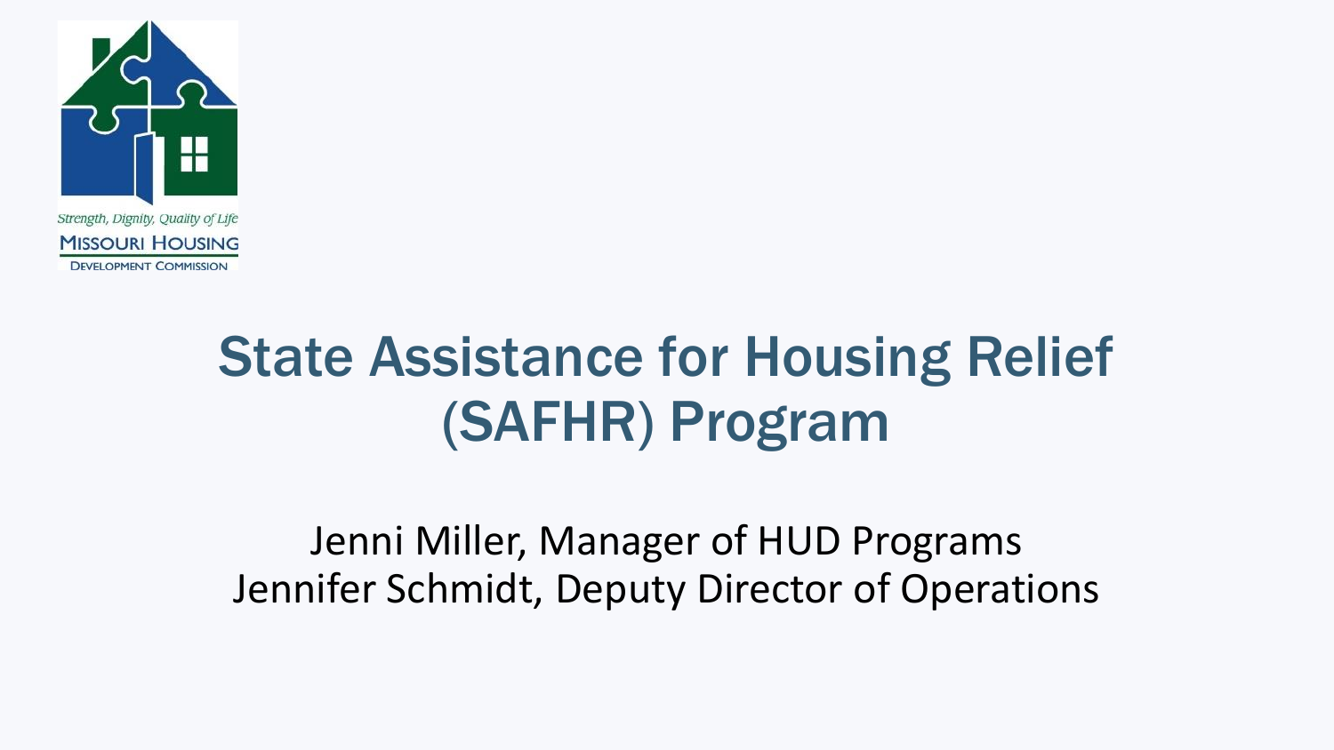Strength, Dignity, Quality of Life

MISSOURI HOUSING DEVELOPMENT COMMISSION

# State Assistance for Housing Relief (SAFHR) Program

Jenni Miller, Manager of HUD Programs
Jennifer Schmidt, Deputy Director of Operations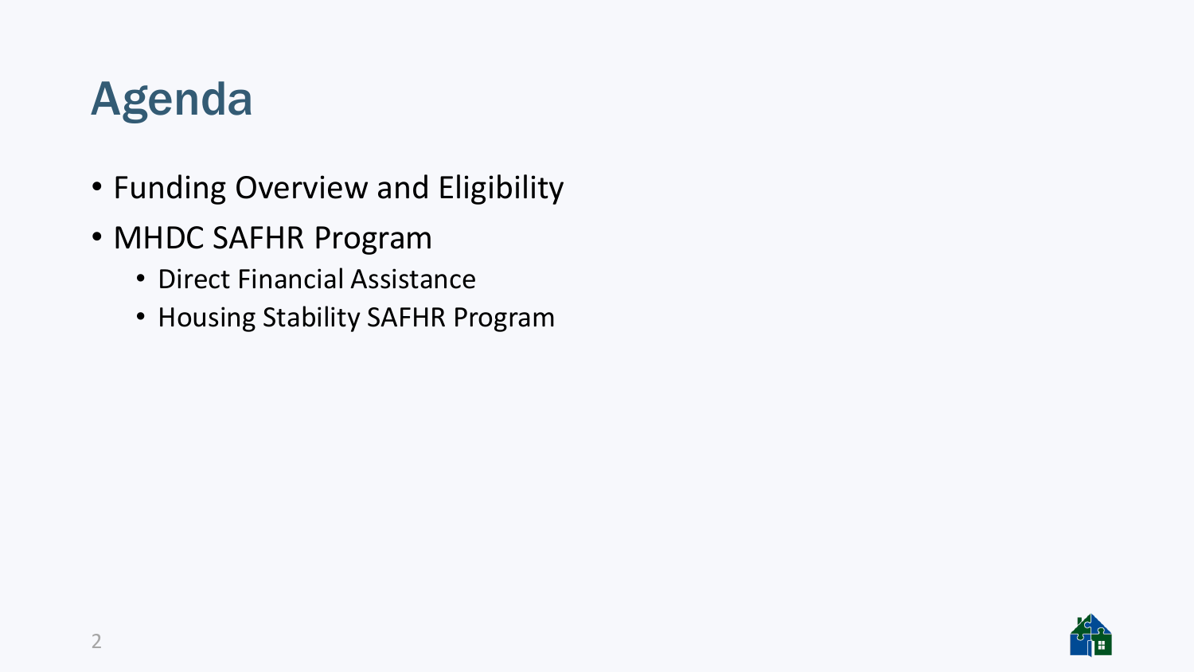# Agenda

- Funding Overview and Eligibility
- MHDC SAFHR Program
  - Direct Financial Assistance
  - Housing Stability SAFHR Program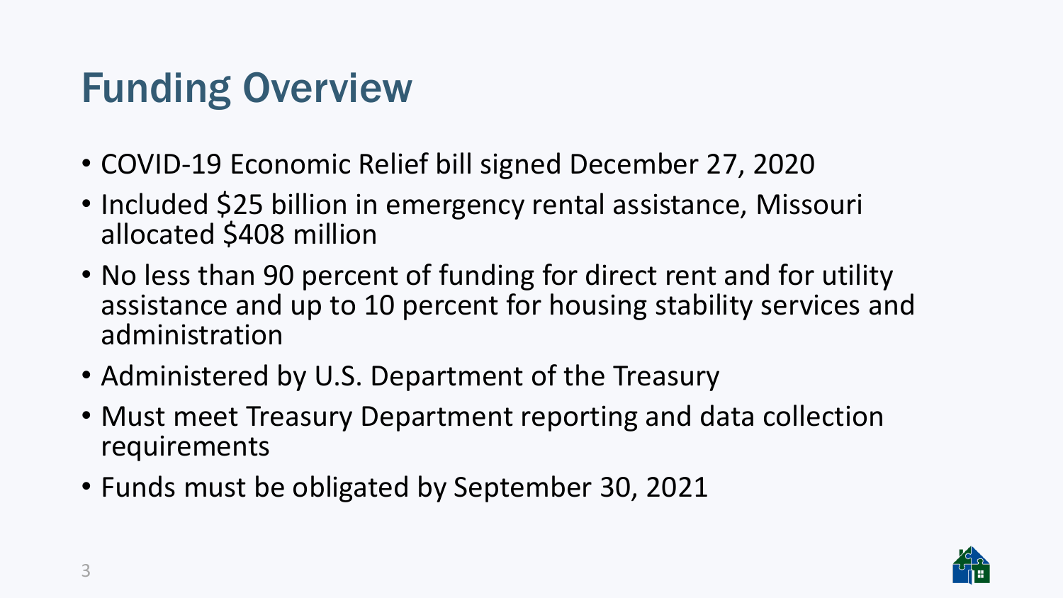# Funding Overview

- COVID-19 Economic Relief bill signed December 27, 2020
- Included $25 billion in emergency rental assistance, Missouri allocated $408 million
- No less than 90 percent of funding for direct rent and for utility assistance and up to 10 percent for housing stability services and administration
- Administered by U.S. Department of the Treasury
- Must meet Treasury Department reporting and data collection requirements
- Funds must be obligated by September 30, 2021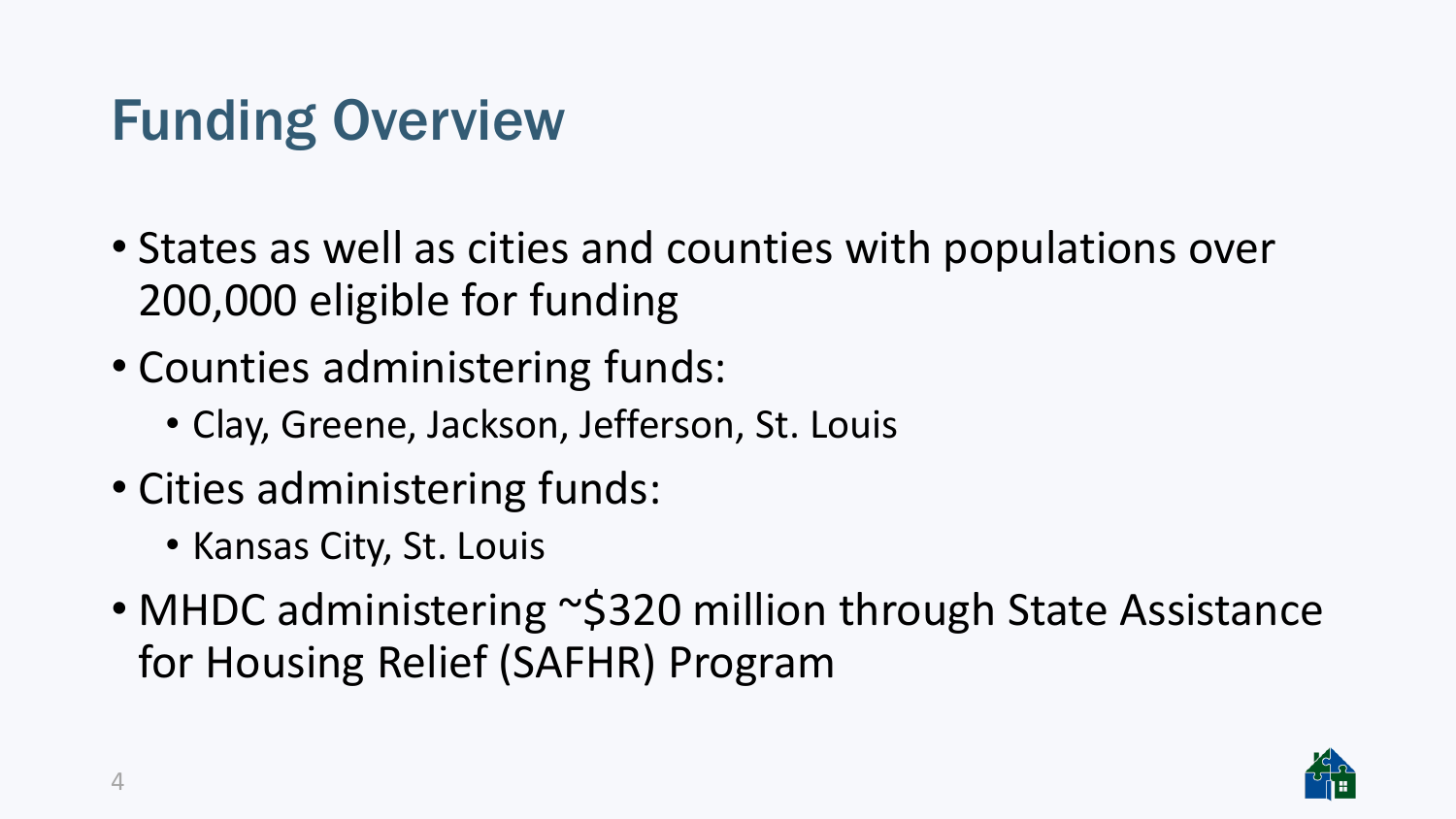# Funding Overview

- States as well as cities and counties with populations over 200,000 eligible for funding
- Counties administering funds:
  - Clay, Greene, Jackson, Jefferson, St. Louis
- Cities administering funds:
  - Kansas City, St. Louis
- MHDC administering ~$320 million through State Assistance for Housing Relief (SAFHR) Program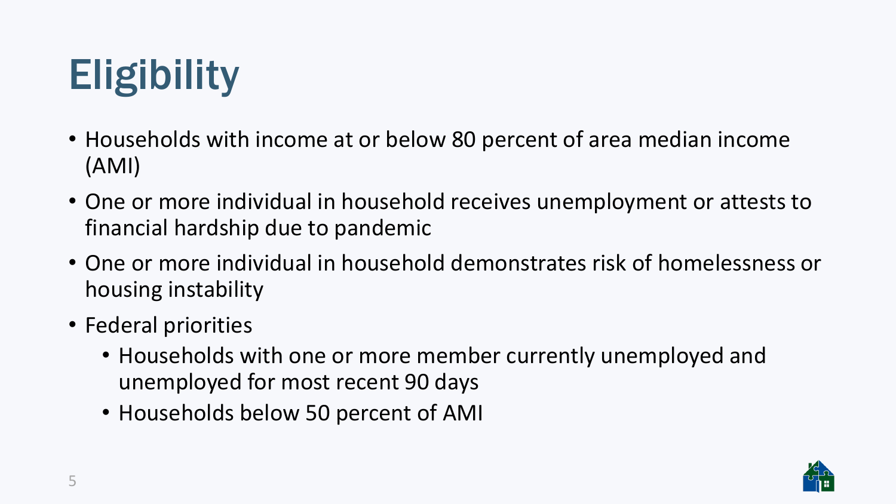# Eligibility

- Households with income at or below 80 percent of area median income (AMI)
- One or more individual in household receives unemployment or attests to financial hardship due to pandemic
- One or more individual in household demonstrates risk of homelessness or housing instability
- Federal priorities
  - Households with one or more member currently unemployed and unemployed for most recent 90 days
  - Households below 50 percent of AMI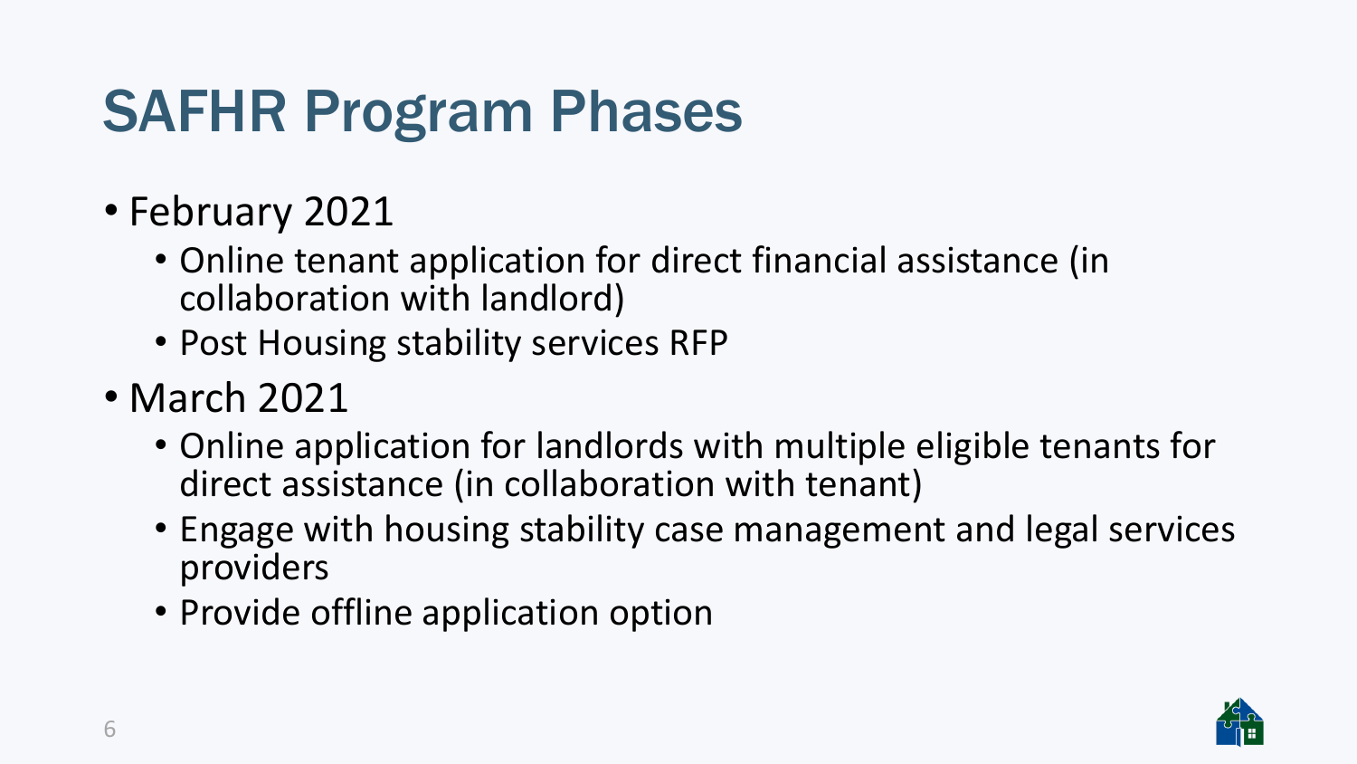# SAFHR Program Phases

- February 2021
  - Online tenant application for direct financial assistance (in collaboration with landlord)
  - Post Housing stability services RFP
- March 2021
  - Online application for landlords with multiple eligible tenants for direct assistance (in collaboration with tenant)
  - Engage with housing stability case management and legal services providers
  - Provide offline application option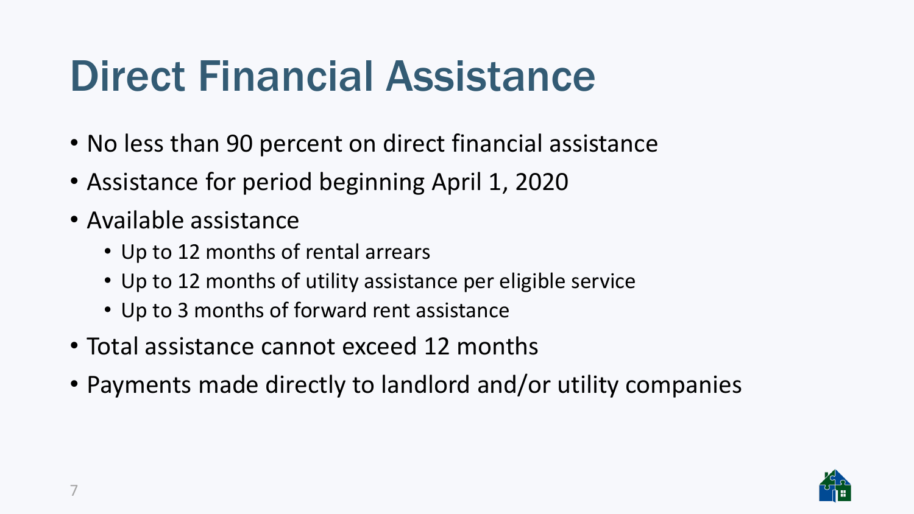# Direct Financial Assistance

- No less than 90 percent on direct financial assistance
- Assistance for period beginning April 1, 2020
- Available assistance
  - Up to 12 months of rental arrears
  - Up to 12 months of utility assistance per eligible service
  - Up to 3 months of forward rent assistance
- Total assistance cannot exceed 12 months
- Payments made directly to landlord and/or utility companies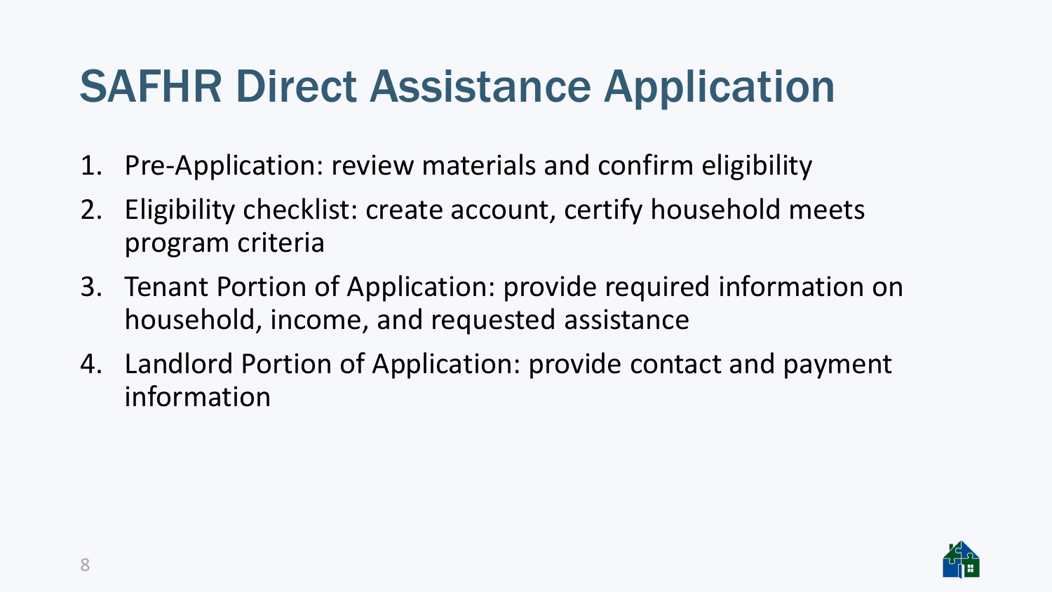# SAFHR Direct Assistance Application

1. Pre-Application: review materials and confirm eligibility
2. Eligibility checklist: create account, certify household meets program criteria
3. Tenant Portion of Application: provide required information on household, income, and requested assistance
4. Landlord Portion of Application: provide contact and payment information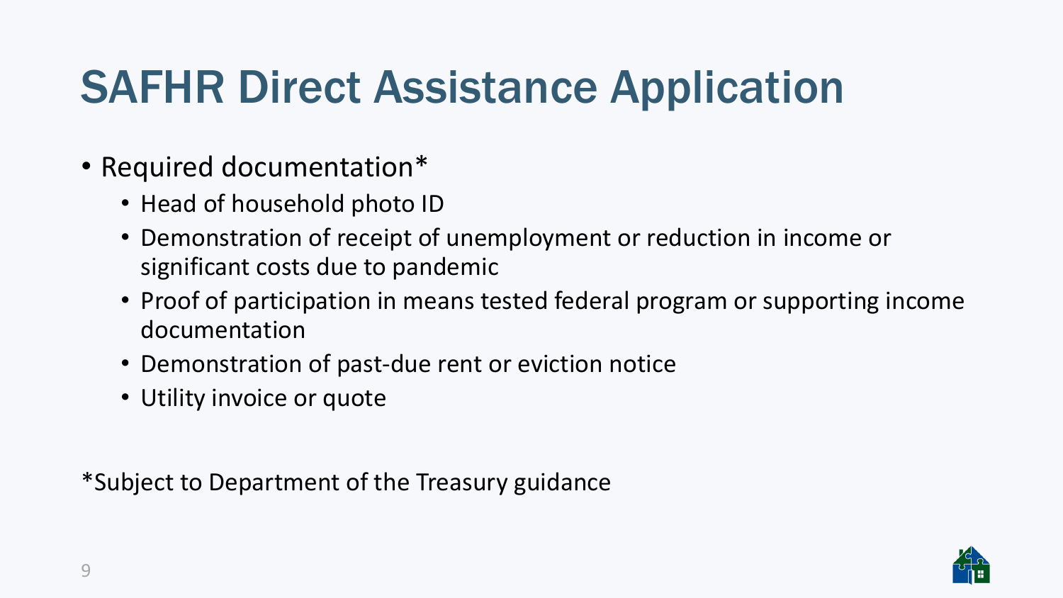# SAFHR Direct Assistance Application

- Required documentation*
  - Head of household photo ID
  - Demonstration of receipt of unemployment or reduction in income or significant costs due to pandemic
  - Proof of participation in means tested federal program or supporting income documentation
  - Demonstration of past-due rent or eviction notice
  - Utility invoice or quote

*Subject to Department of the Treasury guidance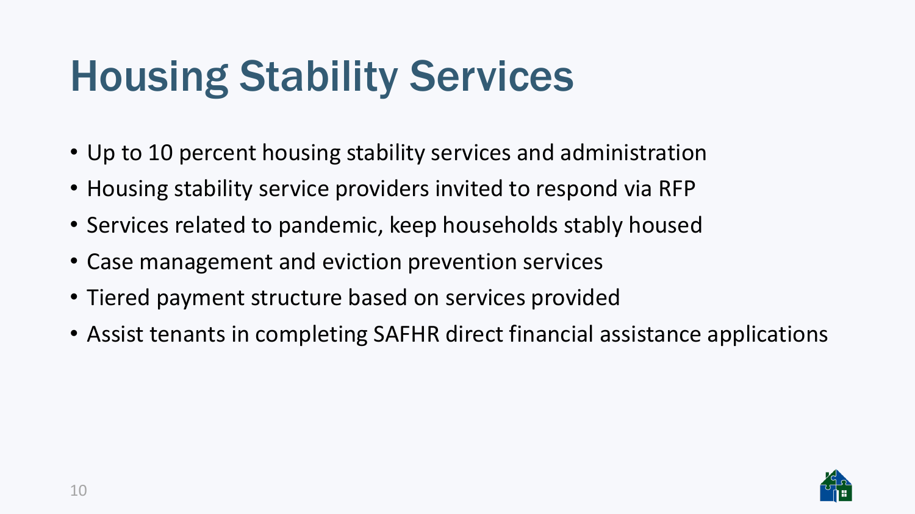# Housing Stability Services

- Up to 10 percent housing stability services and administration
- Housing stability service providers invited to respond via RFP
- Services related to pandemic, keep households stably housed
- Case management and eviction prevention services
- Tiered payment structure based on services provided
- Assist tenants in completing SAFHR direct financial assistance applications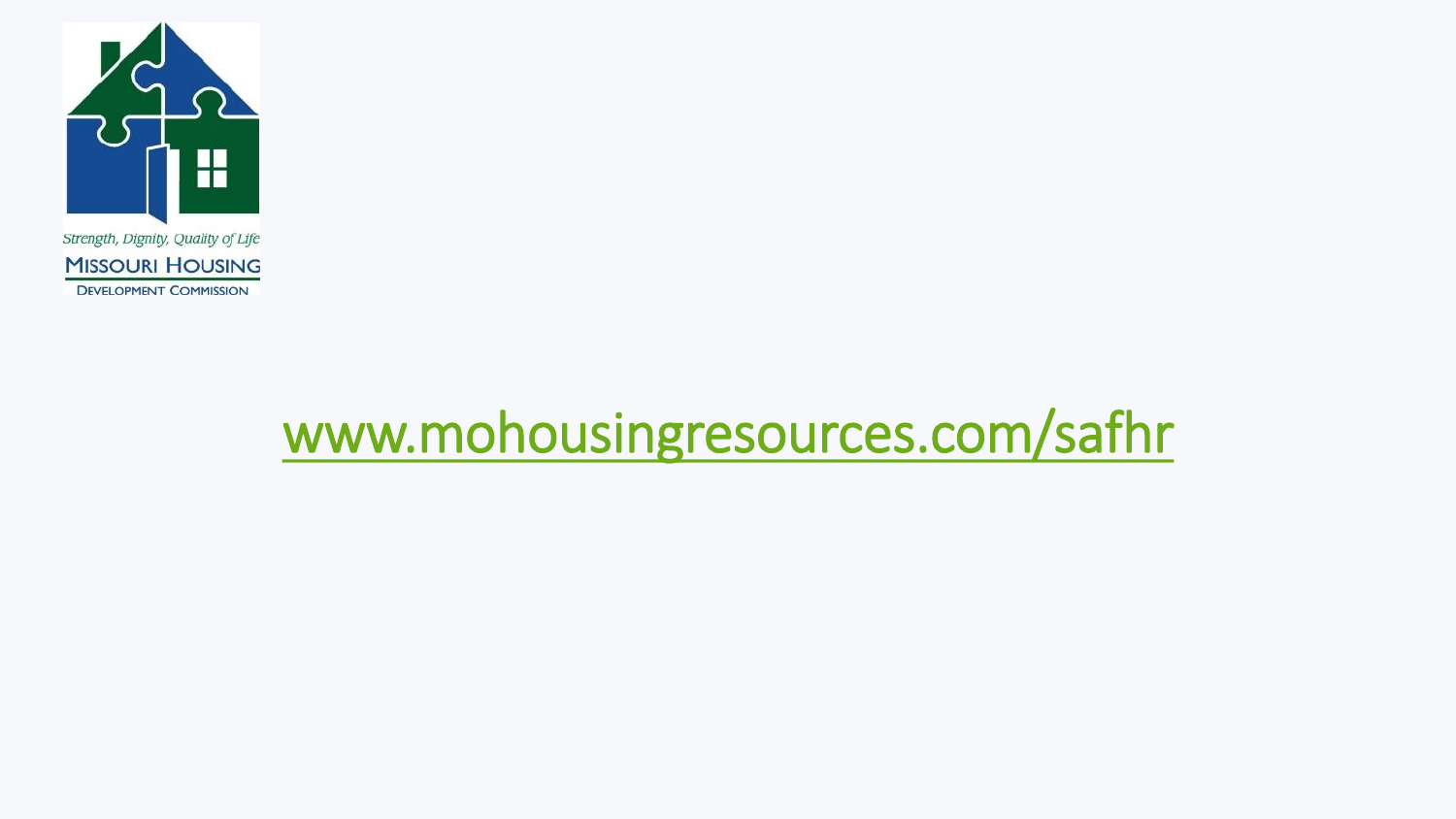Strength, Dignity, Quality of Life

MISSOURI HOUSING DEVELOPMENT COMMISSION

[www.mohousingresources.com/safhr](http://www.mohousingresources.com/safhr)